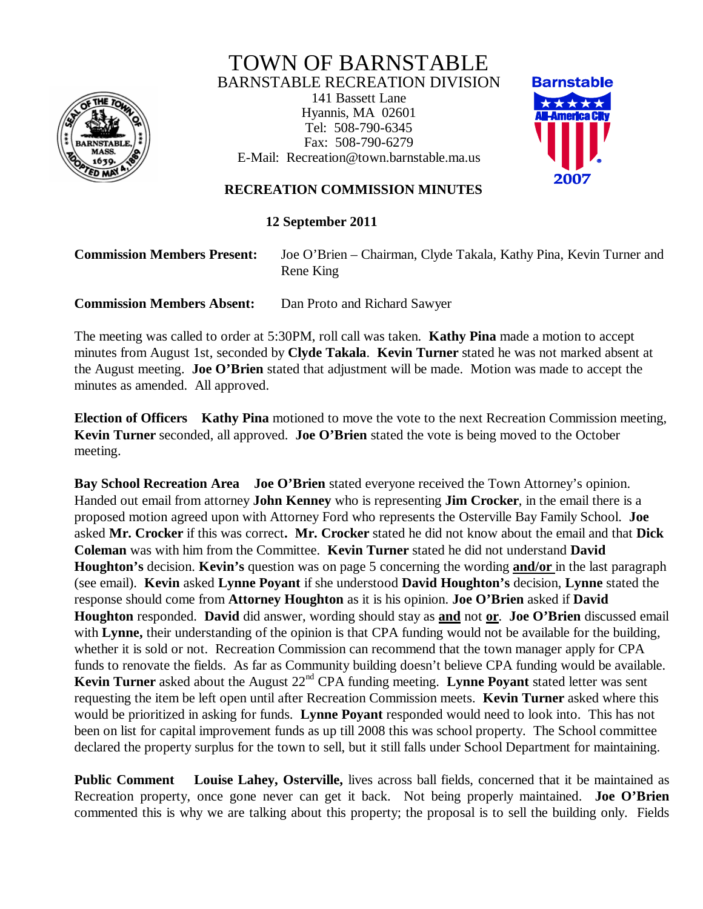# TOWN OF BARNSTABLE

BARNSTABLE RECREATION DIVISION

141 Bassett Lane
Hyannis, MA 02601
Tel: 508-790-6345
Fax: 508-790-6279
E-Mail: Recreation@town.barnstable.ma.us

## RECREATION COMMISSION MINUTES

**12 September 2011**

**Commission Members Present:** Joe O'Brien – Chairman, Clyde Takala, Kathy Pina, Kevin Turner and Rene King

**Commission Members Absent:** Dan Proto and Richard Sawyer

The meeting was called to order at 5:30PM, roll call was taken. **Kathy Pina** made a motion to accept minutes from August 1st, seconded by **Clyde Takala**. **Kevin Turner** stated he was not marked absent at the August meeting. **Joe O'Brien** stated that adjustment will be made. Motion was made to accept the minutes as amended. All approved.

**Election of Officers** **Kathy Pina** motioned to move the vote to the next Recreation Commission meeting, **Kevin Turner** seconded, all approved. **Joe O'Brien** stated the vote is being moved to the October meeting.

**Bay School Recreation Area** **Joe O'Brien** stated everyone received the Town Attorney's opinion. Handed out email from attorney **John Kenney** who is representing **Jim Crocker**, in the email there is a proposed motion agreed upon with Attorney Ford who represents the Osterville Bay Family School. **Joe** asked **Mr. Crocker** if this was correct**.** **Mr. Crocker** stated he did not know about the email and that **Dick Coleman** was with him from the Committee. **Kevin Turner** stated he did not understand **David Houghton's** decision. **Kevin's** question was on page 5 concerning the wording **and/or** in the last paragraph (see email). **Kevin** asked **Lynne Poyant** if she understood **David Houghton's** decision, **Lynne** stated the response should come from **Attorney Houghton** as it is his opinion. **Joe O'Brien** asked if **David Houghton** responded. **David** did answer, wording should stay as **and** not **or**. **Joe O'Brien** discussed email with **Lynne,** their understanding of the opinion is that CPA funding would not be available for the building, whether it is sold or not. Recreation Commission can recommend that the town manager apply for CPA funds to renovate the fields. As far as Community building doesn't believe CPA funding would be available. **Kevin Turner** asked about the August 22nd CPA funding meeting. **Lynne Poyant** stated letter was sent requesting the item be left open until after Recreation Commission meets. **Kevin Turner** asked where this would be prioritized in asking for funds. **Lynne Poyant** responded would need to look into. This has not been on list for capital improvement funds as up till 2008 this was school property. The School committee declared the property surplus for the town to sell, but it still falls under School Department for maintaining.

**Public Comment** **Louise Lahey, Osterville,** lives across ball fields, concerned that it be maintained as Recreation property, once gone never can get it back. Not being properly maintained. **Joe O'Brien** commented this is why we are talking about this property; the proposal is to sell the building only. Fields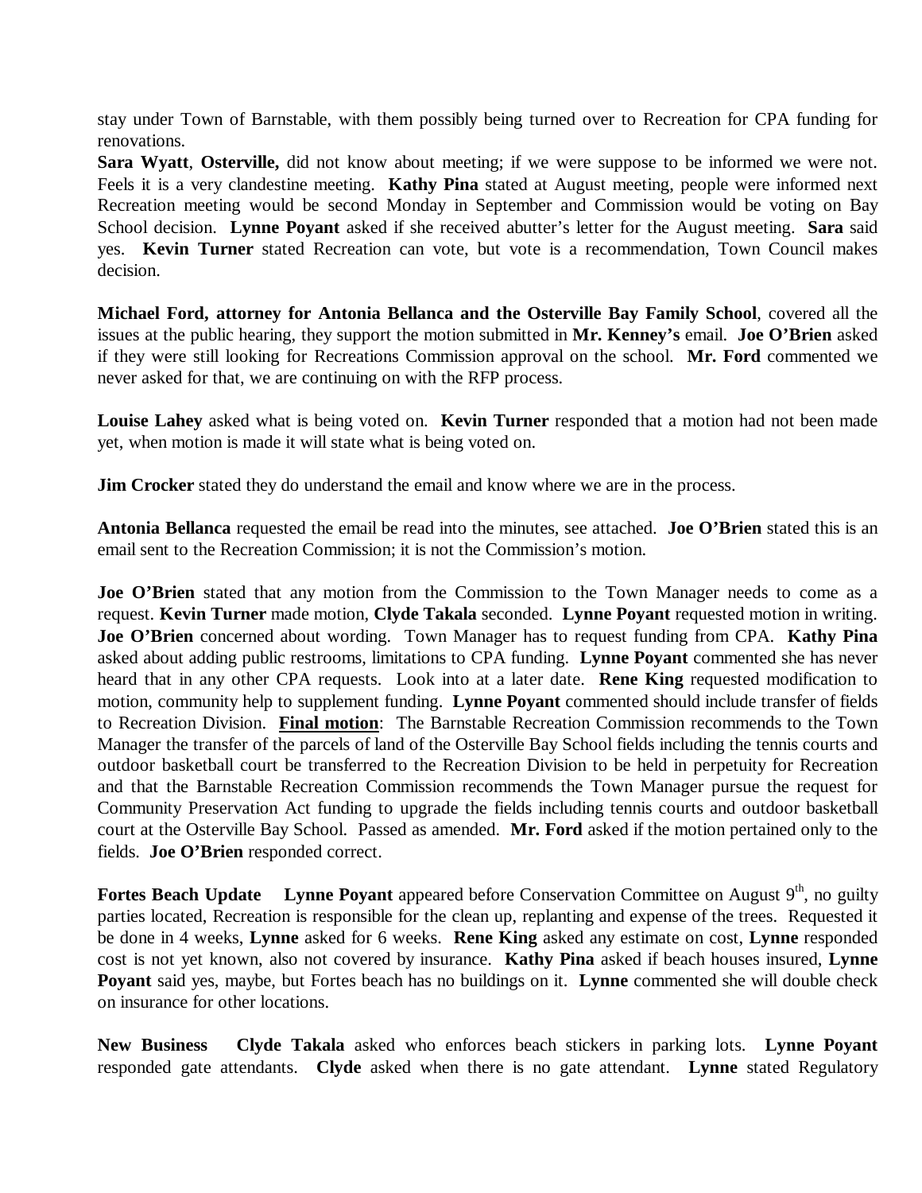stay under Town of Barnstable, with them possibly being turned over to Recreation for CPA funding for renovations.

**Sara Wyatt**, **Osterville,** did not know about meeting; if we were suppose to be informed we were not. Feels it is a very clandestine meeting. **Kathy Pina** stated at August meeting, people were informed next Recreation meeting would be second Monday in September and Commission would be voting on Bay School decision. **Lynne Poyant** asked if she received abutter's letter for the August meeting. **Sara** said yes. **Kevin Turner** stated Recreation can vote, but vote is a recommendation, Town Council makes decision.

**Michael Ford, attorney for Antonia Bellanca and the Osterville Bay Family School**, covered all the issues at the public hearing, they support the motion submitted in **Mr. Kenney's** email. **Joe O'Brien** asked if they were still looking for Recreations Commission approval on the school. **Mr. Ford** commented we never asked for that, we are continuing on with the RFP process.

**Louise Lahey** asked what is being voted on. **Kevin Turner** responded that a motion had not been made yet, when motion is made it will state what is being voted on.

**Jim Crocker** stated they do understand the email and know where we are in the process.

**Antonia Bellanca** requested the email be read into the minutes, see attached. **Joe O'Brien** stated this is an email sent to the Recreation Commission; it is not the Commission's motion.

**Joe O'Brien** stated that any motion from the Commission to the Town Manager needs to come as a request. **Kevin Turner** made motion, **Clyde Takala** seconded. **Lynne Poyant** requested motion in writing. **Joe O'Brien** concerned about wording. Town Manager has to request funding from CPA. **Kathy Pina** asked about adding public restrooms, limitations to CPA funding. **Lynne Poyant** commented she has never heard that in any other CPA requests. Look into at a later date. **Rene King** requested modification to motion, community help to supplement funding. **Lynne Poyant** commented should include transfer of fields to Recreation Division. **Final motion**: The Barnstable Recreation Commission recommends to the Town Manager the transfer of the parcels of land of the Osterville Bay School fields including the tennis courts and outdoor basketball court be transferred to the Recreation Division to be held in perpetuity for Recreation and that the Barnstable Recreation Commission recommends the Town Manager pursue the request for Community Preservation Act funding to upgrade the fields including tennis courts and outdoor basketball court at the Osterville Bay School. Passed as amended. **Mr. Ford** asked if the motion pertained only to the fields. **Joe O'Brien** responded correct.

**Fortes Beach Update** **Lynne Poyant** appeared before Conservation Committee on August 9th, no guilty parties located, Recreation is responsible for the clean up, replanting and expense of the trees. Requested it be done in 4 weeks, **Lynne** asked for 6 weeks. **Rene King** asked any estimate on cost, **Lynne** responded cost is not yet known, also not covered by insurance. **Kathy Pina** asked if beach houses insured, **Lynne Poyant** said yes, maybe, but Fortes beach has no buildings on it. **Lynne** commented she will double check on insurance for other locations.

**New Business** **Clyde Takala** asked who enforces beach stickers in parking lots. **Lynne Poyant** responded gate attendants. **Clyde** asked when there is no gate attendant. **Lynne** stated Regulatory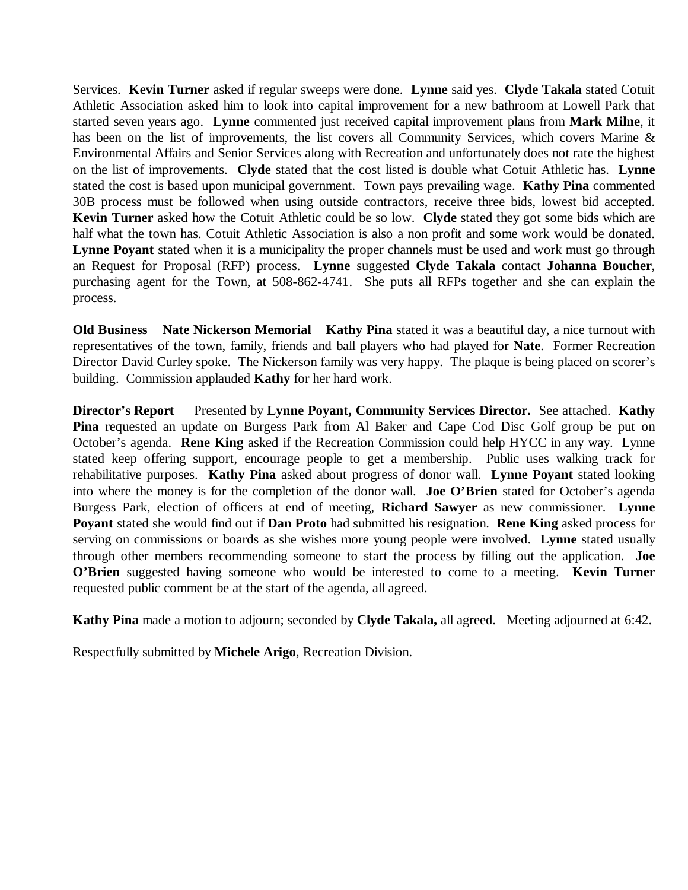Services. **Kevin Turner** asked if regular sweeps were done. **Lynne** said yes. **Clyde Takala** stated Cotuit Athletic Association asked him to look into capital improvement for a new bathroom at Lowell Park that started seven years ago. **Lynne** commented just received capital improvement plans from **Mark Milne**, it has been on the list of improvements, the list covers all Community Services, which covers Marine & Environmental Affairs and Senior Services along with Recreation and unfortunately does not rate the highest on the list of improvements. **Clyde** stated that the cost listed is double what Cotuit Athletic has. **Lynne** stated the cost is based upon municipal government. Town pays prevailing wage. **Kathy Pina** commented 30B process must be followed when using outside contractors, receive three bids, lowest bid accepted. **Kevin Turner** asked how the Cotuit Athletic could be so low. **Clyde** stated they got some bids which are half what the town has. Cotuit Athletic Association is also a non profit and some work would be donated. **Lynne Poyant** stated when it is a municipality the proper channels must be used and work must go through an Request for Proposal (RFP) process. **Lynne** suggested **Clyde Takala** contact **Johanna Boucher**, purchasing agent for the Town, at 508-862-4741. She puts all RFPs together and she can explain the process.

**Old Business Nate Nickerson Memorial** **Kathy Pina** stated it was a beautiful day, a nice turnout with representatives of the town, family, friends and ball players who had played for **Nate**. Former Recreation Director David Curley spoke. The Nickerson family was very happy. The plaque is being placed on scorer's building. Commission applauded **Kathy** for her hard work.

**Director's Report** Presented by **Lynne Poyant, Community Services Director.** See attached. **Kathy Pina** requested an update on Burgess Park from Al Baker and Cape Cod Disc Golf group be put on October's agenda. **Rene King** asked if the Recreation Commission could help HYCC in any way. Lynne stated keep offering support, encourage people to get a membership. Public uses walking track for rehabilitative purposes. **Kathy Pina** asked about progress of donor wall. **Lynne Poyant** stated looking into where the money is for the completion of the donor wall. **Joe O'Brien** stated for October's agenda Burgess Park, election of officers at end of meeting, **Richard Sawyer** as new commissioner. **Lynne Poyant** stated she would find out if **Dan Proto** had submitted his resignation. **Rene King** asked process for serving on commissions or boards as she wishes more young people were involved. **Lynne** stated usually through other members recommending someone to start the process by filling out the application. **Joe O'Brien** suggested having someone who would be interested to come to a meeting. **Kevin Turner** requested public comment be at the start of the agenda, all agreed.

**Kathy Pina** made a motion to adjourn; seconded by **Clyde Takala,** all agreed. Meeting adjourned at 6:42.

Respectfully submitted by **Michele Arigo**, Recreation Division.